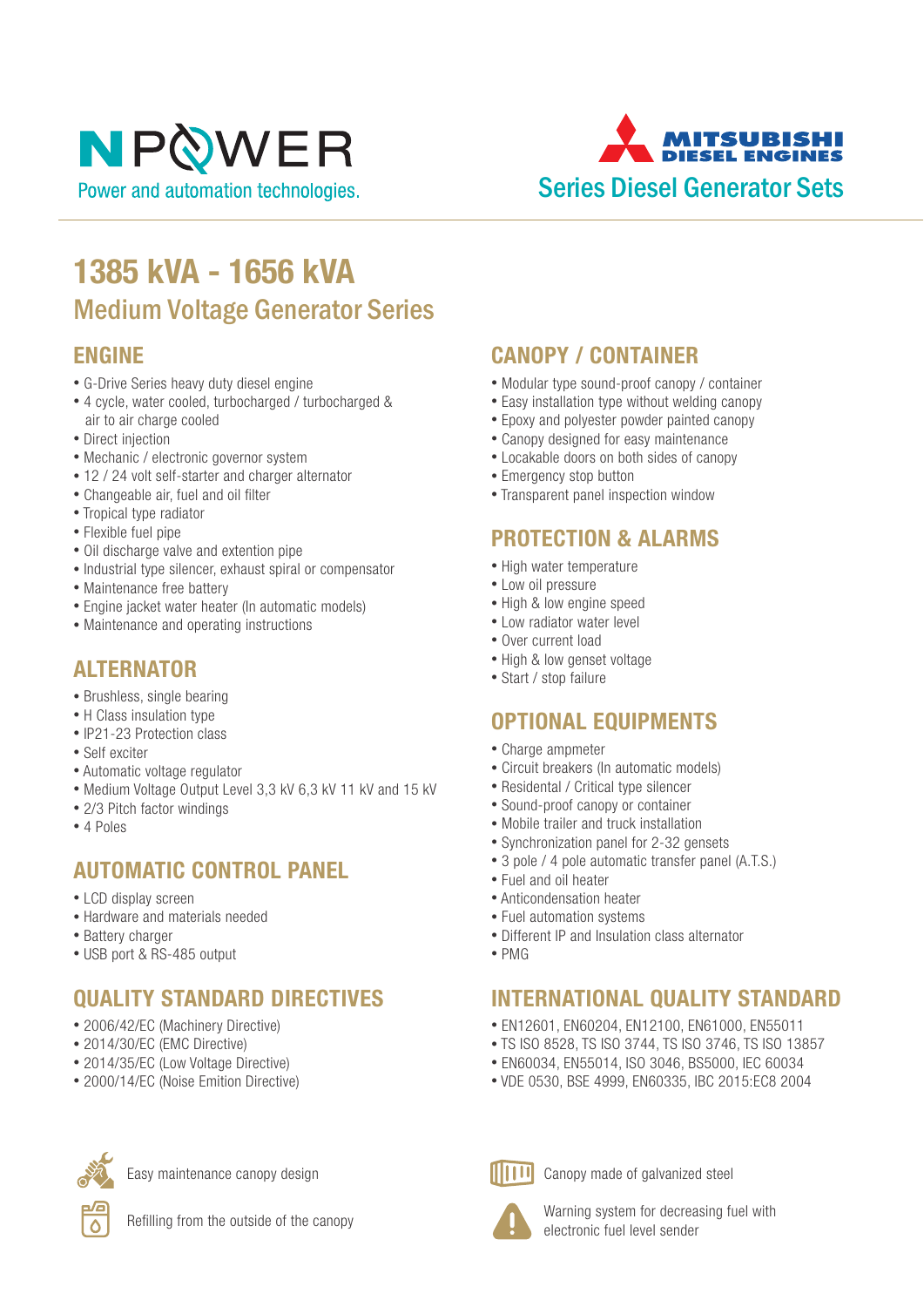NPOWER

Power and automation technologies.

MITSUBISHI DIESEL ENGINES

Series Diesel Generator Sets

# 1385 kVA - 1656 kVA

## Medium Voltage Generator Series

### ENGINE

- G-Drive Series heavy duty diesel engine
- 4 cycle, water cooled, turbocharged / turbocharged & air to air charge cooled
- Direct injection
- Mechanic / electronic governor system
- 12 / 24 volt self-starter and charger alternator
- Changeable air, fuel and oil filter
- Tropical type radiator
- Flexible fuel pipe
- Oil discharge valve and extention pipe
- Industrial type silencer, exhaust spiral or compensator
- Maintenance free battery
- Engine jacket water heater (In automatic models)
- Maintenance and operating instructions

### ALTERNATOR

- Brushless, single bearing
- H Class insulation type
- IP21-23 Protection class
- Self exciter
- Automatic voltage regulator
- Medium Voltage Output Level 3,3 kV 6,3 kV 11 kV and 15 kV
- 2/3 Pitch factor windings
- 4 Poles

### AUTOMATIC CONTROL PANEL

- LCD display screen
- Hardware and materials needed
- Battery charger
- USB port & RS-485 output

### QUALITY STANDARD DIRECTIVES

- 2006/42/EC (Machinery Directive)
- 2014/30/EC (EMC Directive)
- 2014/35/EC (Low Voltage Directive)
- 2000/14/EC (Noise Emition Directive)

### CANOPY / CONTAINER

- Modular type sound-proof canopy / container
- Easy installation type without welding canopy
- Epoxy and polyester powder painted canopy
- Canopy designed for easy maintenance
- Lockable doors on both sides of canopy
- Emergency stop button
- Transparent panel inspection window

### PROTECTION & ALARMS

- High water temperature
- Low oil pressure
- High & low engine speed
- Low radiator water level
- Over current load
- High & low genset voltage
- Start / stop failure

### OPTIONAL EQUIPMENTS

- Charge ampmeter
- Circuit breakers (In automatic models)
- Residental / Critical type silencer
- Sound-proof canopy or container
- Mobile trailer and truck installation
- Synchronization panel for 2-32 gensets
- 3 pole / 4 pole automatic transfer panel (A.T.S.)
- Fuel and oil heater
- Anticondensation heater
- Fuel automation systems
- Different IP and Insulation class alternator
- PMG

### INTERNATIONAL QUALITY STANDARD

- EN12601, EN60204, EN12100, EN61000, EN55011
- TS ISO 8528, TS ISO 3744, TS ISO 3746, TS ISO 13857
- EN60034, EN55014, ISO 3046, BS5000, IEC 60034
- VDE 0530, BSE 4999, EN60335, IBC 2015:EC8 2004

Easy maintenance canopy design

Refilling from the outside of the canopy

Canopy made of galvanized steel

Warning system for decreasing fuel with electronic fuel level sender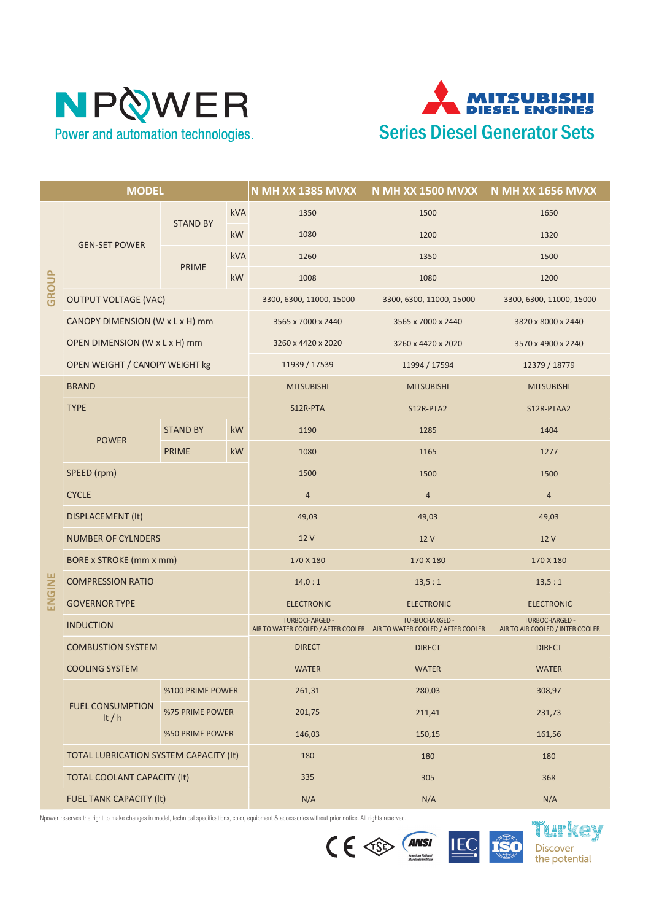# NPOWER

Power and automation technologies.

# MITSUBISHI DIESEL ENGINES

## Series Diesel Generator Sets

| MODEL | | | | N MH XX 1385 MVXX | N MH XX 1500 MVXX | N MH XX 1656 MVXX |
|---|---|---|---|---|---|---|
| GROUP | GEN-SET POWER | STAND BY | kVA | 1350 | 1500 | 1650 |
| | | | kW | 1080 | 1200 | 1320 |
| | | PRIME | kVA | 1260 | 1350 | 1500 |
| | | | kW | 1008 | 1080 | 1200 |
| | OUTPUT VOLTAGE (VAC) | | | 3300, 6300, 11000, 15000 | 3300, 6300, 11000, 15000 | 3300, 6300, 11000, 15000 |
| | CANOPY DIMENSION (W x L x H) mm | | | 3565 x 7000 x 2440 | 3565 x 7000 x 2440 | 3820 x 8000 x 2440 |
| | OPEN DIMENSION (W x L x H) mm | | | 3260 x 4420 x 2020 | 3260 x 4420 x 2020 | 3570 x 4900 x 2240 |
| | OPEN WEIGHT / CANOPY WEIGHT kg | | | 11939 / 17539 | 11994 / 17594 | 12379 / 18779 |
| ENGINE | BRAND | | | MITSUBISHI | MITSUBISHI | MITSUBISHI |
| | TYPE | | | S12R-PTA | S12R-PTA2 | S12R-PTAA2 |
| | POWER | STAND BY | kW | 1190 | 1285 | 1404 |
| | | PRIME | kW | 1080 | 1165 | 1277 |
| | SPEED (rpm) | | | 1500 | 1500 | 1500 |
| | CYCLE | | | 4 | 4 | 4 |
| | DISPLACEMENT (lt) | | | 49,03 | 49,03 | 49,03 |
| | NUMBER OF CYLNDERS | | | 12 V | 12 V | 12 V |
| | BORE x STROKE (mm x mm) | | | 170 X 180 | 170 X 180 | 170 X 180 |
| | COMPRESSION RATIO | | | 14,0 : 1 | 13,5 : 1 | 13,5 : 1 |
| | GOVERNOR TYPE | | | ELECTRONIC | ELECTRONIC | ELECTRONIC |
| | INDUCTION | | | TURBOCHARGED - AIR TO WATER COOLED / AFTER COOLER | TURBOCHARGED - AIR TO WATER COOLED / AFTER COOLER | TURBOCHARGED - AIR TO AIR COOLED / INTER COOLER |
| | COMBUSTION SYSTEM | | | DIRECT | DIRECT | DIRECT |
| | COOLING SYSTEM | | | WATER | WATER | WATER |
| | FUEL CONSUMPTION lt / h | %100 PRIME POWER | | 261,31 | 280,03 | 308,97 |
| | | %75 PRIME POWER | | 201,75 | 211,41 | 231,73 |
| | | %50 PRIME POWER | | 146,03 | 150,15 | 161,56 |
| | TOTAL LUBRICATION SYSTEM CAPACITY (lt) | | | 180 | 180 | 180 |
| | TOTAL COOLANT CAPACITY (lt) | | | 335 | 305 | 368 |
| | FUEL TANK CAPACITY (lt) | | | N/A | N/A | N/A |

Npower reserves the right to make changes in model, technical specifications, color, equipment & accessories without prior notice. All rights reserved.

Turkey Discover the potential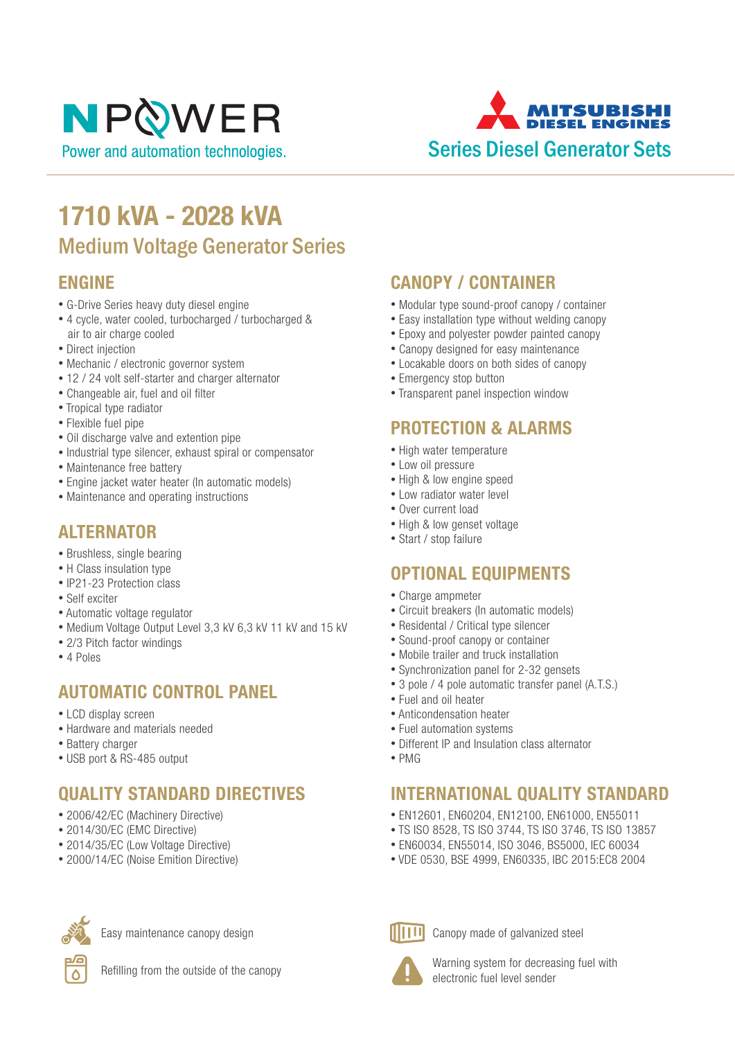NPOWER

Power and automation technologies.

MITSUBISHI DIESEL ENGINES

Series Diesel Generator Sets

# 1710 kVA - 2028 kVA

## Medium Voltage Generator Series

### ENGINE

- G-Drive Series heavy duty diesel engine
- 4 cycle, water cooled, turbocharged / turbocharged & air to air charge cooled
- Direct injection
- Mechanic / electronic governor system
- 12 / 24 volt self-starter and charger alternator
- Changeable air, fuel and oil filter
- Tropical type radiator
- Flexible fuel pipe
- Oil discharge valve and extention pipe
- Industrial type silencer, exhaust spiral or compensator
- Maintenance free battery
- Engine jacket water heater (In automatic models)
- Maintenance and operating instructions

### ALTERNATOR

- Brushless, single bearing
- H Class insulation type
- IP21-23 Protection class
- Self exciter
- Automatic voltage regulator
- Medium Voltage Output Level 3,3 kV 6,3 kV 11 kV and 15 kV
- 2/3 Pitch factor windings
- 4 Poles

### AUTOMATIC CONTROL PANEL

- LCD display screen
- Hardware and materials needed
- Battery charger
- USB port & RS-485 output

### QUALITY STANDARD DIRECTIVES

- 2006/42/EC (Machinery Directive)
- 2014/30/EC (EMC Directive)
- 2014/35/EC (Low Voltage Directive)
- 2000/14/EC (Noise Emition Directive)

### CANOPY / CONTAINER

- Modular type sound-proof canopy / container
- Easy installation type without welding canopy
- Epoxy and polyester powder painted canopy
- Canopy designed for easy maintenance
- Lockable doors on both sides of canopy
- Emergency stop button
- Transparent panel inspection window

### PROTECTION & ALARMS

- High water temperature
- Low oil pressure
- High & low engine speed
- Low radiator water level
- Over current load
- High & low genset voltage
- Start / stop failure

### OPTIONAL EQUIPMENTS

- Charge ampmeter
- Circuit breakers (In automatic models)
- Residental / Critical type silencer
- Sound-proof canopy or container
- Mobile trailer and truck installation
- Synchronization panel for 2-32 gensets
- 3 pole / 4 pole automatic transfer panel (A.T.S.)
- Fuel and oil heater
- Anticondensation heater
- Fuel automation systems
- Different IP and Insulation class alternator
- PMG

### INTERNATIONAL QUALITY STANDARD

- EN12601, EN60204, EN12100, EN61000, EN55011
- TS ISO 8528, TS ISO 3744, TS ISO 3746, TS ISO 13857
- EN60034, EN55014, ISO 3046, BS5000, IEC 60034
- VDE 0530, BSE 4999, EN60335, IBC 2015:EC8 2004

Easy maintenance canopy design

Refilling from the outside of the canopy

Canopy made of galvanized steel

Warning system for decreasing fuel with electronic fuel level sender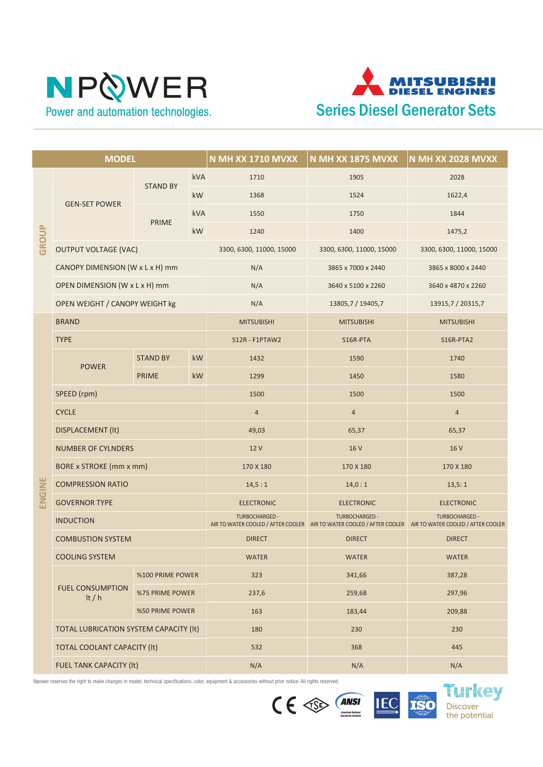# NPOWER

Power and automation technologies.

## MITSUBISHI DIESEL ENGINES

## Series Diesel Generator Sets

| | MODEL | | | N MH XX 1710 MVXX | N MH XX 1875 MVXX | N MH XX 2028 MVXX |
|---|---|---|---|---|---|---|
| GROUP | GEN-SET POWER | STAND BY | kVA | 1710 | 1905 | 2028 |
| | | | kW | 1368 | 1524 | 1622,4 |
| | | PRIME | kVA | 1550 | 1750 | 1844 |
| | | | kW | 1240 | 1400 | 1475,2 |
| | OUTPUT VOLTAGE (VAC) | | | 3300, 6300, 11000, 15000 | 3300, 6300, 11000, 15000 | 3300, 6300, 11000, 15000 |
| | CANOPY DIMENSION (W x L x H) mm | | | N/A | 3865 x 7000 x 2440 | 3865 x 8000 x 2440 |
| | OPEN DIMENSION (W x L x H) mm | | | N/A | 3640 x 5100 x 2260 | 3640 x 4870 x 2260 |
| | OPEN WEIGHT / CANOPY WEIGHT kg | | | N/A | 13805,7 / 19405,7 | 13915,7 / 20315,7 |
| ENGINE | BRAND | | | MITSUBISHI | MITSUBISHI | MITSUBISHI |
| | TYPE | | | S12R - F1PTAW2 | S16R-PTA | S16R-PTA2 |
| | POWER | STAND BY | kW | 1432 | 1590 | 1740 |
| | | PRIME | kW | 1299 | 1450 | 1580 |
| | SPEED (rpm) | | | 1500 | 1500 | 1500 |
| | CYCLE | | | 4 | 4 | 4 |
| | DISPLACEMENT (lt) | | | 49,03 | 65,37 | 65,37 |
| | NUMBER OF CYLNDERS | | | 12 V | 16 V | 16 V |
| | BORE x STROKE (mm x mm) | | | 170 X 180 | 170 X 180 | 170 X 180 |
| | COMPRESSION RATIO | | | 14,5 : 1 | 14,0 : 1 | 13,5: 1 |
| | GOVERNOR TYPE | | | ELECTRONIC | ELECTRONIC | ELECTRONIC |
| | INDUCTION | | | TURBOCHARGED - AIR TO WATER COOLED / AFTER COOLER | TURBOCHARGED - AIR TO WATER COOLED / AFTER COOLER | TURBOCHARGED - AIR TO WATER COOLED / AFTER COOLER |
| | COMBUSTION SYSTEM | | | DIRECT | DIRECT | DIRECT |
| | COOLING SYSTEM | | | WATER | WATER | WATER |
| | FUEL CONSUMPTION lt / h | %100 PRIME POWER | | 323 | 341,66 | 387,28 |
| | | %75 PRIME POWER | | 237,6 | 259,68 | 297,96 |
| | | %50 PRIME POWER | | 163 | 183,44 | 209,88 |
| | TOTAL LUBRICATION SYSTEM CAPACITY (lt) | | | 180 | 230 | 230 |
| | TOTAL COOLANT CAPACITY (lt) | | | 532 | 368 | 445 |
| | FUEL TANK CAPACITY (lt) | | | N/A | N/A | N/A |

Npower reserves the right to make changes in model, technical specifications, color, equipment & accessories without prior notice. All rights reserved.

Turkey
Discover the potential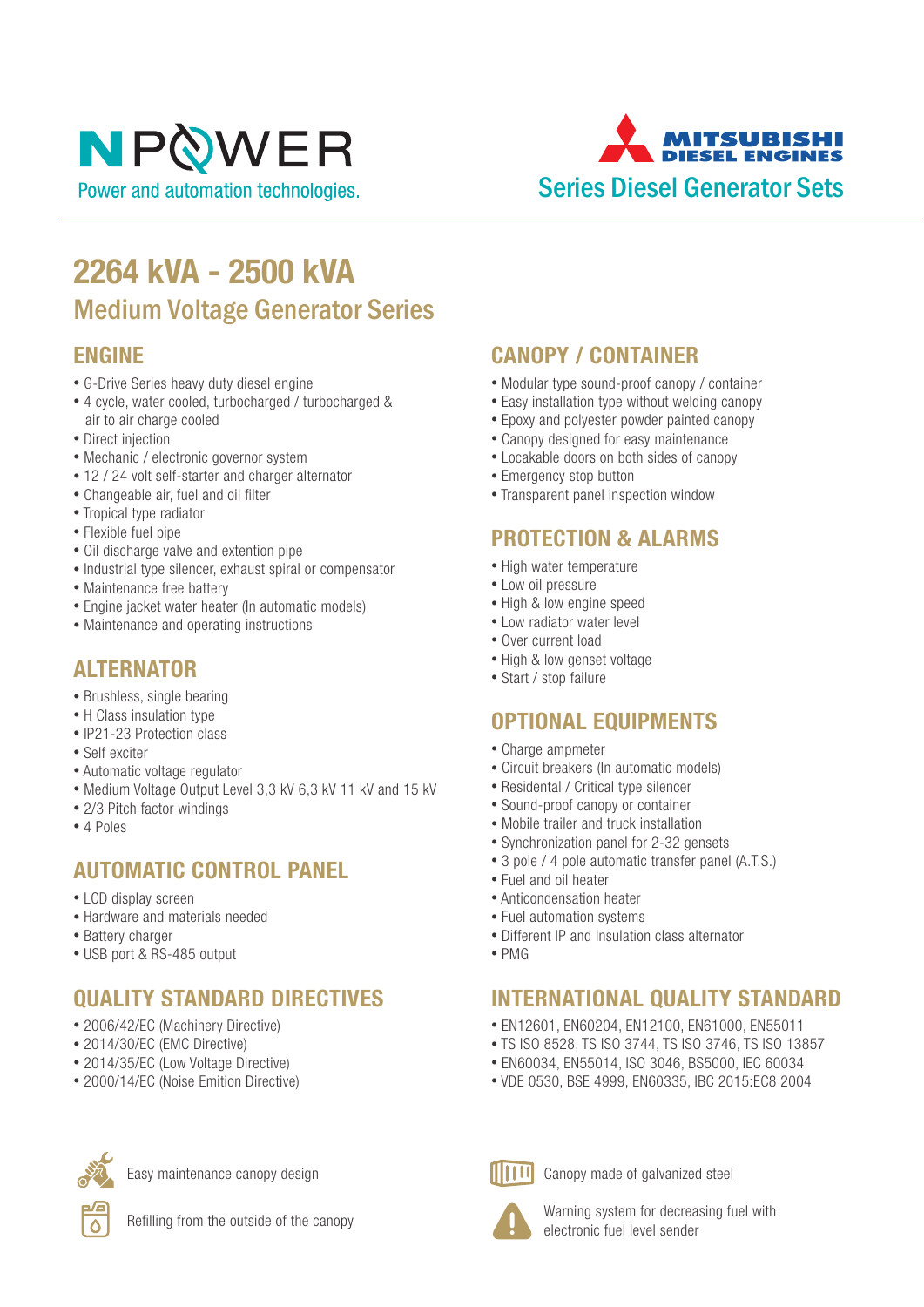NPOWER

Power and automation technologies.

MITSUBISHI DIESEL ENGINES

Series Diesel Generator Sets

# 2264 kVA - 2500 kVA

## Medium Voltage Generator Series

### ENGINE

- G-Drive Series heavy duty diesel engine
- 4 cycle, water cooled, turbocharged / turbocharged & air to air charge cooled
- Direct injection
- Mechanic / electronic governor system
- 12 / 24 volt self-starter and charger alternator
- Changeable air, fuel and oil filter
- Tropical type radiator
- Flexible fuel pipe
- Oil discharge valve and extention pipe
- Industrial type silencer, exhaust spiral or compensator
- Maintenance free battery
- Engine jacket water heater (In automatic models)
- Maintenance and operating instructions

### ALTERNATOR

- Brushless, single bearing
- H Class insulation type
- IP21-23 Protection class
- Self exciter
- Automatic voltage regulator
- Medium Voltage Output Level 3,3 kV 6,3 kV 11 kV and 15 kV
- 2/3 Pitch factor windings
- 4 Poles

### AUTOMATIC CONTROL PANEL

- LCD display screen
- Hardware and materials needed
- Battery charger
- USB port & RS-485 output

### QUALITY STANDARD DIRECTIVES

- 2006/42/EC (Machinery Directive)
- 2014/30/EC (EMC Directive)
- 2014/35/EC (Low Voltage Directive)
- 2000/14/EC (Noise Emition Directive)

### CANOPY / CONTAINER

- Modular type sound-proof canopy / container
- Easy installation type without welding canopy
- Epoxy and polyester powder painted canopy
- Canopy designed for easy maintenance
- Locakable doors on both sides of canopy
- Emergency stop button
- Transparent panel inspection window

### PROTECTION & ALARMS

- High water temperature
- Low oil pressure
- High & low engine speed
- Low radiator water level
- Over current load
- High & low genset voltage
- Start / stop failure

### OPTIONAL EQUIPMENTS

- Charge ampmeter
- Circuit breakers (In automatic models)
- Residental / Critical type silencer
- Sound-proof canopy or container
- Mobile trailer and truck installation
- Synchronization panel for 2-32 gensets
- 3 pole / 4 pole automatic transfer panel (A.T.S.)
- Fuel and oil heater
- Anticondensation heater
- Fuel automation systems
- Different IP and Insulation class alternator
- PMG

### INTERNATIONAL QUALITY STANDARD

- EN12601, EN60204, EN12100, EN61000, EN55011
- TS ISO 8528, TS ISO 3744, TS ISO 3746, TS ISO 13857
- EN60034, EN55014, ISO 3046, BS5000, IEC 60034
- VDE 0530, BSE 4999, EN60335, IBC 2015:EC8 2004

Easy maintenance canopy design

Refilling from the outside of the canopy

Canopy made of galvanized steel

Warning system for decreasing fuel with electronic fuel level sender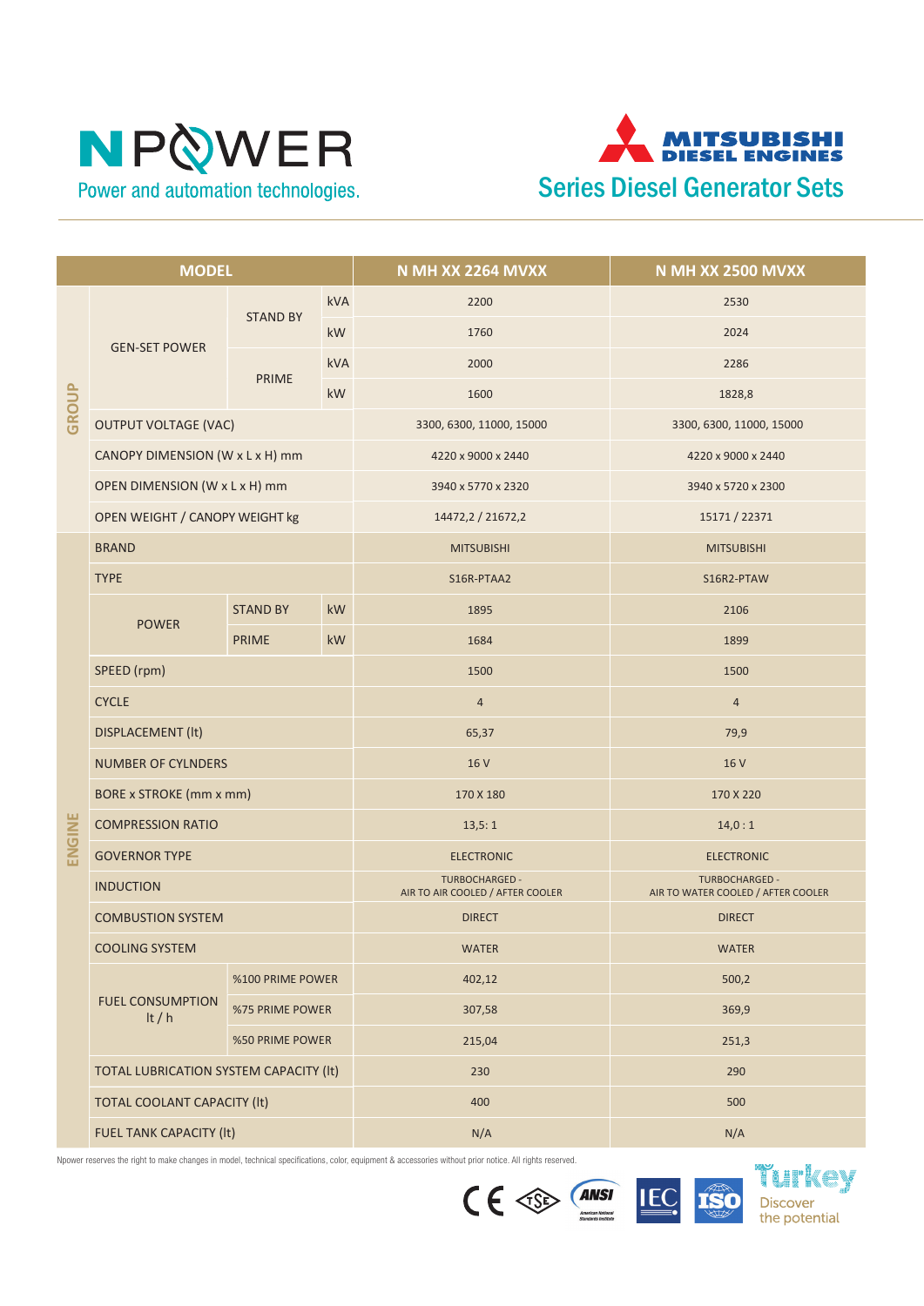# NPOWER

Power and automation technologies.

MITSUBISHI DIESEL ENGINES

## Series Diesel Generator Sets

| MODEL | | | | N MH XX 2264 MVXX | N MH XX 2500 MVXX |
|---|---|---|---|---|---|
| GROUP | GEN-SET POWER | STAND BY | kVA | 2200 | 2530 |
| | | | kW | 1760 | 2024 |
| | | PRIME | kVA | 2000 | 2286 |
| | | | kW | 1600 | 1828,8 |
| | OUTPUT VOLTAGE (VAC) | | | 3300, 6300, 11000, 15000 | 3300, 6300, 11000, 15000 |
| | CANOPY DIMENSION (W x L x H) mm | | | 4220 x 9000 x 2440 | 4220 x 9000 x 2440 |
| | OPEN DIMENSION (W x L x H) mm | | | 3940 x 5770 x 2320 | 3940 x 5720 x 2300 |
| | OPEN WEIGHT / CANOPY WEIGHT kg | | | 14472,2 / 21672,2 | 15171 / 22371 |
| ENGINE | BRAND | | | MITSUBISHI | MITSUBISHI |
| | TYPE | | | S16R-PTAA2 | S16R2-PTAW |
| | POWER | STAND BY | kW | 1895 | 2106 |
| | | PRIME | kW | 1684 | 1899 |
| | SPEED (rpm) | | | 1500 | 1500 |
| | CYCLE | | | 4 | 4 |
| | DISPLACEMENT (lt) | | | 65,37 | 79,9 |
| | NUMBER OF CYLNDERS | | | 16 V | 16 V |
| | BORE x STROKE (mm x mm) | | | 170 X 180 | 170 X 220 |
| | COMPRESSION RATIO | | | 13,5: 1 | 14,0 : 1 |
| | GOVERNOR TYPE | | | ELECTRONIC | ELECTRONIC |
| | INDUCTION | | | TURBOCHARGED - AIR TO AIR COOLED / AFTER COOLER | TURBOCHARGED - AIR TO WATER COOLED / AFTER COOLER |
| | COMBUSTION SYSTEM | | | DIRECT | DIRECT |
| | COOLING SYSTEM | | | WATER | WATER |
| | FUEL CONSUMPTION lt / h | %100 PRIME POWER | | 402,12 | 500,2 |
| | | %75 PRIME POWER | | 307,58 | 369,9 |
| | | %50 PRIME POWER | | 215,04 | 251,3 |
| | TOTAL LUBRICATION SYSTEM CAPACITY (lt) | | | 230 | 290 |
| | TOTAL COOLANT CAPACITY (lt) | | | 400 | 500 |
| | FUEL TANK CAPACITY (lt) | | | N/A | N/A |

Npower reserves the right to make changes in model, technical specifications, color, equipment & accessories without prior notice. All rights reserved.

Turkey Discover the potential